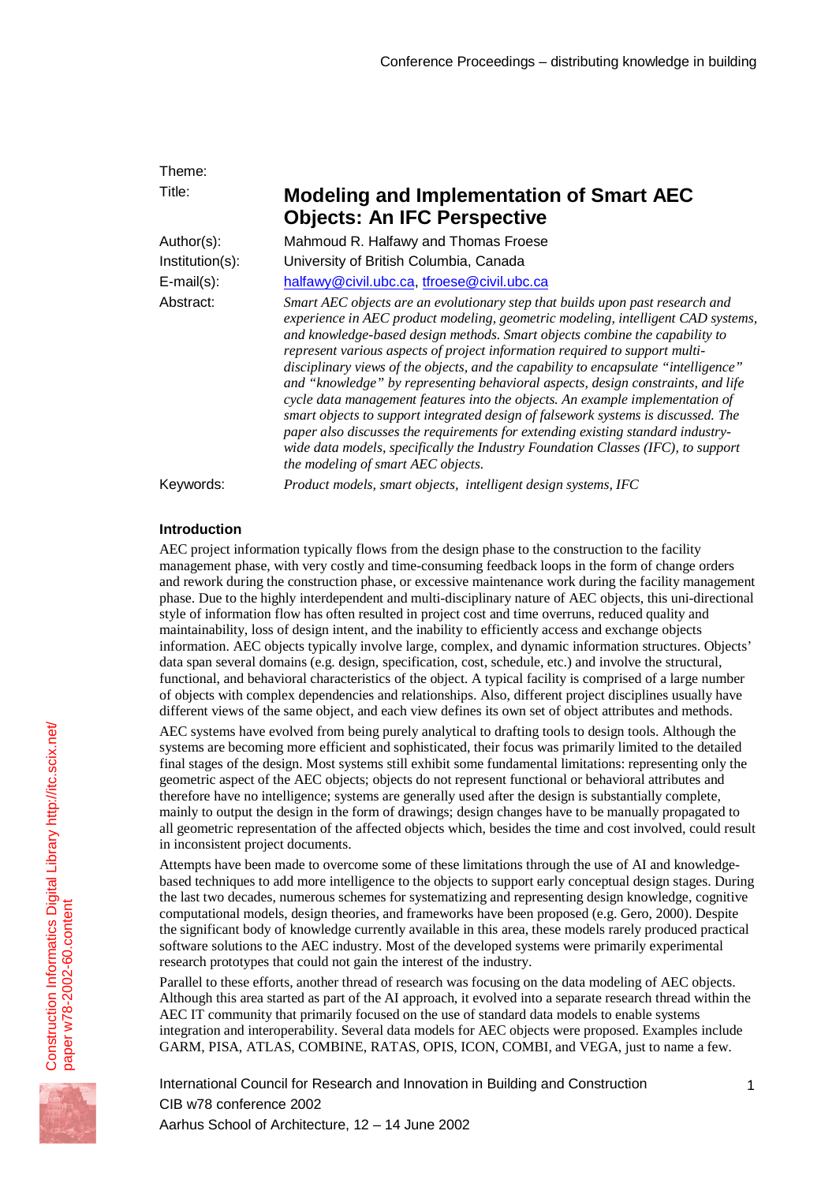Theme:

# Modeling and Implementation of Smart AEC Objects: An IFC Perspective

Author(s): Mahmoud R. Halfawy and Thomas Froese

Institution(s): University of British Columbia, Canada

E-mail(s): halfawy@civil.ubc.ca, tfroese@civil.ubc.ca

Abstract: *Smart AEC objects are an evolutionary step that builds upon past research and experience in AEC product modeling, geometric modeling, intelligent CAD systems, and knowledge-based design methods. Smart objects combine the capability to represent various aspects of project information required to support multi-disciplinary views of the objects, and the capability to encapsulate "intelligence" and "knowledge" by representing behavioral aspects, design constraints, and life cycle data management features into the objects. An example implementation of smart objects to support integrated design of falsework systems is discussed. The paper also discusses the requirements for extending existing standard industry-wide data models, specifically the Industry Foundation Classes (IFC), to support the modeling of smart AEC objects.*

Keywords: *Product models, smart objects, intelligent design systems, IFC*

## Introduction

AEC project information typically flows from the design phase to the construction to the facility management phase, with very costly and time-consuming feedback loops in the form of change orders and rework during the construction phase, or excessive maintenance work during the facility management phase. Due to the highly interdependent and multi-disciplinary nature of AEC objects, this uni-directional style of information flow has often resulted in project cost and time overruns, reduced quality and maintainability, loss of design intent, and the inability to efficiently access and exchange objects information. AEC objects typically involve large, complex, and dynamic information structures. Objects' data span several domains (e.g. design, specification, cost, schedule, etc.) and involve the structural, functional, and behavioral characteristics of the object. A typical facility is comprised of a large number of objects with complex dependencies and relationships. Also, different project disciplines usually have different views of the same object, and each view defines its own set of object attributes and methods.

AEC systems have evolved from being purely analytical to drafting tools to design tools. Although the systems are becoming more efficient and sophisticated, their focus was primarily limited to the detailed final stages of the design. Most systems still exhibit some fundamental limitations: representing only the geometric aspect of the AEC objects; objects do not represent functional or behavioral attributes and therefore have no intelligence; systems are generally used after the design is substantially complete, mainly to output the design in the form of drawings; design changes have to be manually propagated to all geometric representation of the affected objects which, besides the time and cost involved, could result in inconsistent project documents.

Attempts have been made to overcome some of these limitations through the use of AI and knowledge-based techniques to add more intelligence to the objects to support early conceptual design stages. During the last two decades, numerous schemes for systematizing and representing design knowledge, cognitive computational models, design theories, and frameworks have been proposed (e.g. Gero, 2000). Despite the significant body of knowledge currently available in this area, these models rarely produced practical software solutions to the AEC industry. Most of the developed systems were primarily experimental research prototypes that could not gain the interest of the industry.

Parallel to these efforts, another thread of research was focusing on the data modeling of AEC objects. Although this area started as part of the AI approach, it evolved into a separate research thread within the AEC IT community that primarily focused on the use of standard data models to enable systems integration and interoperability. Several data models for AEC objects were proposed. Examples include GARM, PISA, ATLAS, COMBINE, RATAS, OPIS, ICON, COMBI, and VEGA, just to name a few.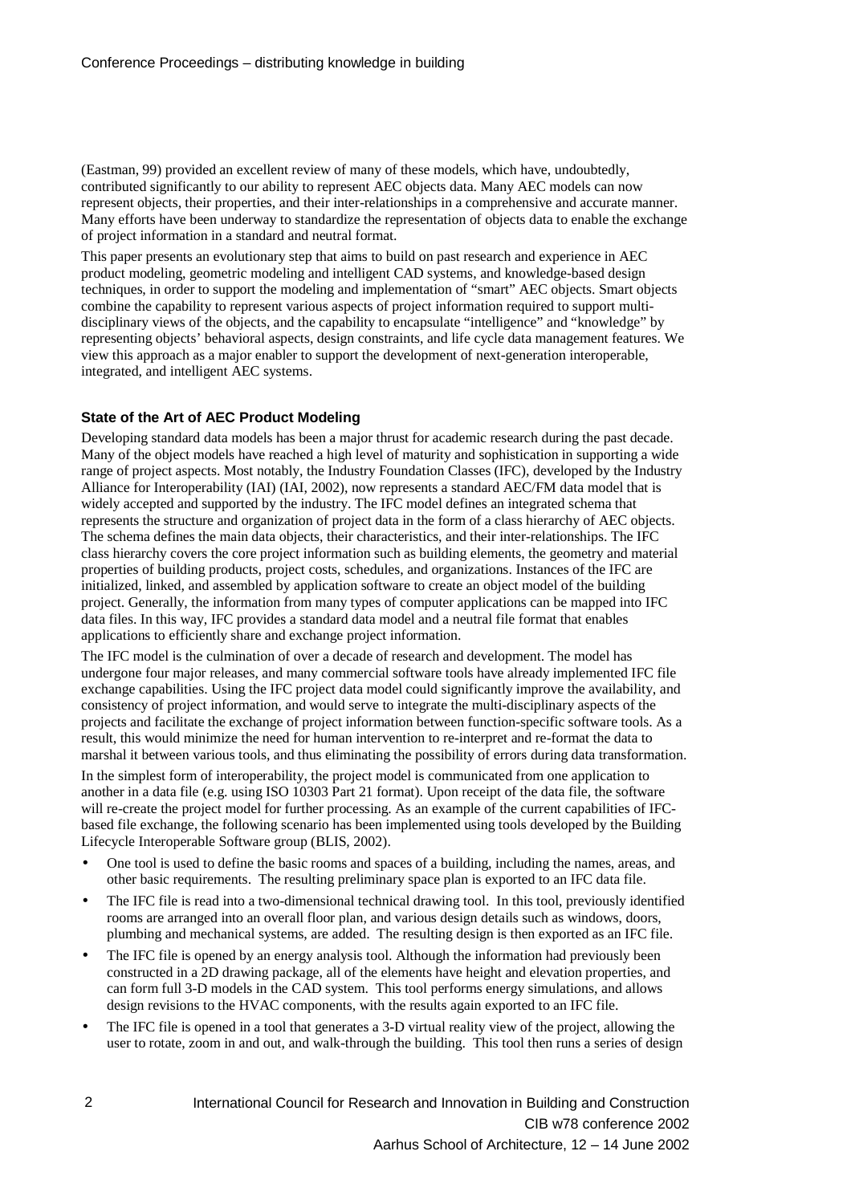(Eastman, 99) provided an excellent review of many of these models, which have, undoubtedly, contributed significantly to our ability to represent AEC objects data. Many AEC models can now represent objects, their properties, and their inter-relationships in a comprehensive and accurate manner. Many efforts have been underway to standardize the representation of objects data to enable the exchange of project information in a standard and neutral format.

This paper presents an evolutionary step that aims to build on past research and experience in AEC product modeling, geometric modeling and intelligent CAD systems, and knowledge-based design techniques, in order to support the modeling and implementation of "smart" AEC objects. Smart objects combine the capability to represent various aspects of project information required to support multi-disciplinary views of the objects, and the capability to encapsulate "intelligence" and "knowledge" by representing objects' behavioral aspects, design constraints, and life cycle data management features. We view this approach as a major enabler to support the development of next-generation interoperable, integrated, and intelligent AEC systems.

## State of the Art of AEC Product Modeling

Developing standard data models has been a major thrust for academic research during the past decade. Many of the object models have reached a high level of maturity and sophistication in supporting a wide range of project aspects. Most notably, the Industry Foundation Classes (IFC), developed by the Industry Alliance for Interoperability (IAI) (IAI, 2002), now represents a standard AEC/FM data model that is widely accepted and supported by the industry. The IFC model defines an integrated schema that represents the structure and organization of project data in the form of a class hierarchy of AEC objects. The schema defines the main data objects, their characteristics, and their inter-relationships. The IFC class hierarchy covers the core project information such as building elements, the geometry and material properties of building products, project costs, schedules, and organizations. Instances of the IFC are initialized, linked, and assembled by application software to create an object model of the building project. Generally, the information from many types of computer applications can be mapped into IFC data files. In this way, IFC provides a standard data model and a neutral file format that enables applications to efficiently share and exchange project information.

The IFC model is the culmination of over a decade of research and development. The model has undergone four major releases, and many commercial software tools have already implemented IFC file exchange capabilities. Using the IFC project data model could significantly improve the availability, and consistency of project information, and would serve to integrate the multi-disciplinary aspects of the projects and facilitate the exchange of project information between function-specific software tools. As a result, this would minimize the need for human intervention to re-interpret and re-format the data to marshal it between various tools, and thus eliminating the possibility of errors during data transformation.

In the simplest form of interoperability, the project model is communicated from one application to another in a data file (e.g. using ISO 10303 Part 21 format). Upon receipt of the data file, the software will re-create the project model for further processing. As an example of the current capabilities of IFC-based file exchange, the following scenario has been implemented using tools developed by the Building Lifecycle Interoperable Software group (BLIS, 2002).

- One tool is used to define the basic rooms and spaces of a building, including the names, areas, and other basic requirements. The resulting preliminary space plan is exported to an IFC data file.
- The IFC file is read into a two-dimensional technical drawing tool. In this tool, previously identified rooms are arranged into an overall floor plan, and various design details such as windows, doors, plumbing and mechanical systems, are added. The resulting design is then exported as an IFC file.
- The IFC file is opened by an energy analysis tool. Although the information had previously been constructed in a 2D drawing package, all of the elements have height and elevation properties, and can form full 3-D models in the CAD system. This tool performs energy simulations, and allows design revisions to the HVAC components, with the results again exported to an IFC file.
- The IFC file is opened in a tool that generates a 3-D virtual reality view of the project, allowing the user to rotate, zoom in and out, and walk-through the building. This tool then runs a series of design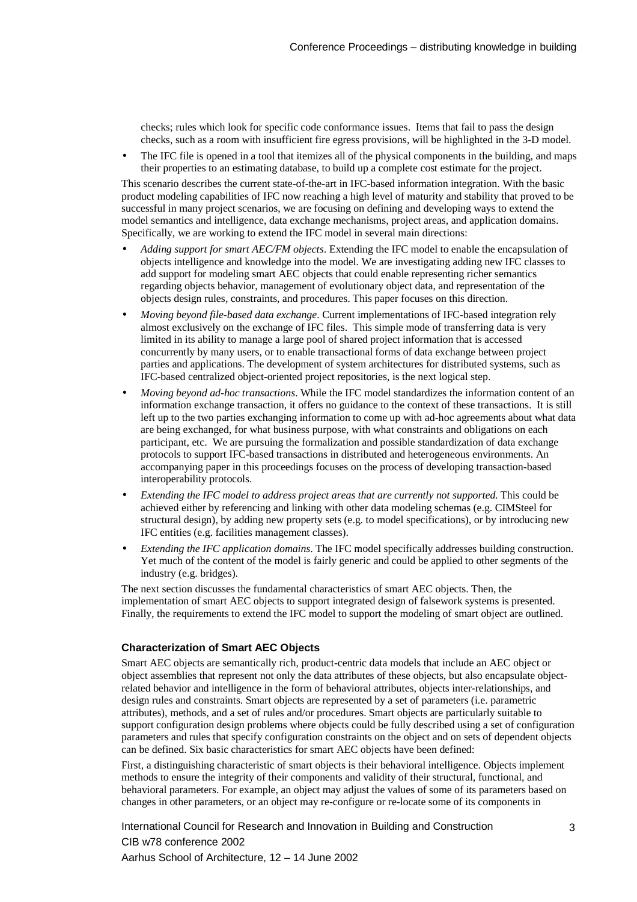checks; rules which look for specific code conformance issues. Items that fail to pass the design checks, such as a room with insufficient fire egress provisions, will be highlighted in the 3-D model.

- The IFC file is opened in a tool that itemizes all of the physical components in the building, and maps their properties to an estimating database, to build up a complete cost estimate for the project.

This scenario describes the current state-of-the-art in IFC-based information integration. With the basic product modeling capabilities of IFC now reaching a high level of maturity and stability that proved to be successful in many project scenarios, we are focusing on defining and developing ways to extend the model semantics and intelligence, data exchange mechanisms, project areas, and application domains. Specifically, we are working to extend the IFC model in several main directions:

- *Adding support for smart AEC/FM objects*. Extending the IFC model to enable the encapsulation of objects intelligence and knowledge into the model. We are investigating adding new IFC classes to add support for modeling smart AEC objects that could enable representing richer semantics regarding objects behavior, management of evolutionary object data, and representation of the objects design rules, constraints, and procedures. This paper focuses on this direction.
- *Moving beyond file-based data exchange*. Current implementations of IFC-based integration rely almost exclusively on the exchange of IFC files. This simple mode of transferring data is very limited in its ability to manage a large pool of shared project information that is accessed concurrently by many users, or to enable transactional forms of data exchange between project parties and applications. The development of system architectures for distributed systems, such as IFC-based centralized object-oriented project repositories, is the next logical step.
- *Moving beyond ad-hoc transactions*. While the IFC model standardizes the information content of an information exchange transaction, it offers no guidance to the context of these transactions. It is still left up to the two parties exchanging information to come up with ad-hoc agreements about what data are being exchanged, for what business purpose, with what constraints and obligations on each participant, etc. We are pursuing the formalization and possible standardization of data exchange protocols to support IFC-based transactions in distributed and heterogeneous environments. An accompanying paper in this proceedings focuses on the process of developing transaction-based interoperability protocols.
- *Extending the IFC model to address project areas that are currently not supported.* This could be achieved either by referencing and linking with other data modeling schemas (e.g. CIMSteel for structural design), by adding new property sets (e.g. to model specifications), or by introducing new IFC entities (e.g. facilities management classes).
- *Extending the IFC application domains*. The IFC model specifically addresses building construction. Yet much of the content of the model is fairly generic and could be applied to other segments of the industry (e.g. bridges).

The next section discusses the fundamental characteristics of smart AEC objects. Then, the implementation of smart AEC objects to support integrated design of falsework systems is presented. Finally, the requirements to extend the IFC model to support the modeling of smart object are outlined.

### Characterization of Smart AEC Objects

Smart AEC objects are semantically rich, product-centric data models that include an AEC object or object assemblies that represent not only the data attributes of these objects, but also encapsulate object-related behavior and intelligence in the form of behavioral attributes, objects inter-relationships, and design rules and constraints. Smart objects are represented by a set of parameters (i.e. parametric attributes), methods, and a set of rules and/or procedures. Smart objects are particularly suitable to support configuration design problems where objects could be fully described using a set of configuration parameters and rules that specify configuration constraints on the object and on sets of dependent objects can be defined. Six basic characteristics for smart AEC objects have been defined:

First, a distinguishing characteristic of smart objects is their behavioral intelligence. Objects implement methods to ensure the integrity of their components and validity of their structural, functional, and behavioral parameters. For example, an object may adjust the values of some of its parameters based on changes in other parameters, or an object may re-configure or re-locate some of its components in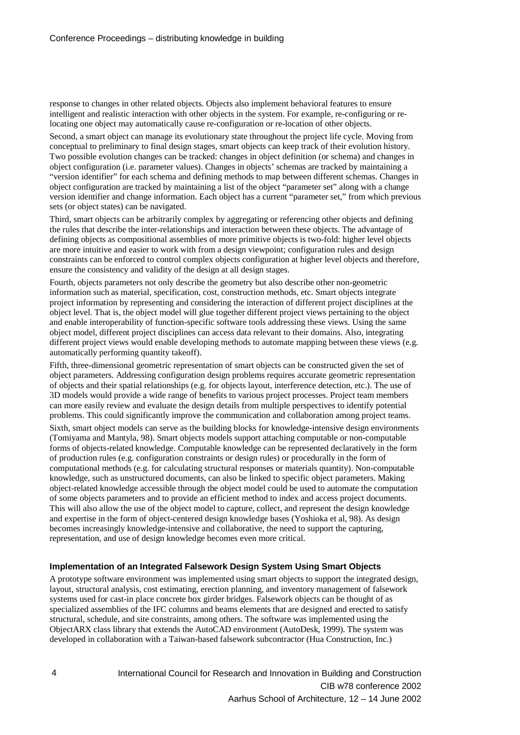response to changes in other related objects. Objects also implement behavioral features to ensure intelligent and realistic interaction with other objects in the system. For example, re-configuring or re-locating one object may automatically cause re-configuration or re-location of other objects.

Second, a smart object can manage its evolutionary state throughout the project life cycle. Moving from conceptual to preliminary to final design stages, smart objects can keep track of their evolution history. Two possible evolution changes can be tracked: changes in object definition (or schema) and changes in object configuration (i.e. parameter values). Changes in objects' schemas are tracked by maintaining a "version identifier" for each schema and defining methods to map between different schemas. Changes in object configuration are tracked by maintaining a list of the object "parameter set" along with a change version identifier and change information. Each object has a current "parameter set," from which previous sets (or object states) can be navigated.

Third, smart objects can be arbitrarily complex by aggregating or referencing other objects and defining the rules that describe the inter-relationships and interaction between these objects. The advantage of defining objects as compositional assemblies of more primitive objects is two-fold: higher level objects are more intuitive and easier to work with from a design viewpoint; configuration rules and design constraints can be enforced to control complex objects configuration at higher level objects and therefore, ensure the consistency and validity of the design at all design stages.

Fourth, objects parameters not only describe the geometry but also describe other non-geometric information such as material, specification, cost, construction methods, etc. Smart objects integrate project information by representing and considering the interaction of different project disciplines at the object level. That is, the object model will glue together different project views pertaining to the object and enable interoperability of function-specific software tools addressing these views. Using the same object model, different project disciplines can access data relevant to their domains. Also, integrating different project views would enable developing methods to automate mapping between these views (e.g. automatically performing quantity takeoff).

Fifth, three-dimensional geometric representation of smart objects can be constructed given the set of object parameters. Addressing configuration design problems requires accurate geometric representation of objects and their spatial relationships (e.g. for objects layout, interference detection, etc.). The use of 3D models would provide a wide range of benefits to various project processes. Project team members can more easily review and evaluate the design details from multiple perspectives to identify potential problems. This could significantly improve the communication and collaboration among project teams.

Sixth, smart object models can serve as the building blocks for knowledge-intensive design environments (Tomiyama and Mantyla, 98). Smart objects models support attaching computable or non-computable forms of objects-related knowledge. Computable knowledge can be represented declaratively in the form of production rules (e.g. configuration constraints or design rules) or procedurally in the form of computational methods (e.g. for calculating structural responses or materials quantity). Non-computable knowledge, such as unstructured documents, can also be linked to specific object parameters. Making object-related knowledge accessible through the object model could be used to automate the computation of some objects parameters and to provide an efficient method to index and access project documents. This will also allow the use of the object model to capture, collect, and represent the design knowledge and expertise in the form of object-centered design knowledge bases (Yoshioka et al, 98). As design becomes increasingly knowledge-intensive and collaborative, the need to support the capturing, representation, and use of design knowledge becomes even more critical.

### Implementation of an Integrated Falsework Design System Using Smart Objects

A prototype software environment was implemented using smart objects to support the integrated design, layout, structural analysis, cost estimating, erection planning, and inventory management of falsework systems used for cast-in place concrete box girder bridges. Falsework objects can be thought of as specialized assemblies of the IFC columns and beams elements that are designed and erected to satisfy structural, schedule, and site constraints, among others. The software was implemented using the ObjectARX class library that extends the AutoCAD environment (AutoDesk, 1999). The system was developed in collaboration with a Taiwan-based falsework subcontractor (Hua Construction, Inc.)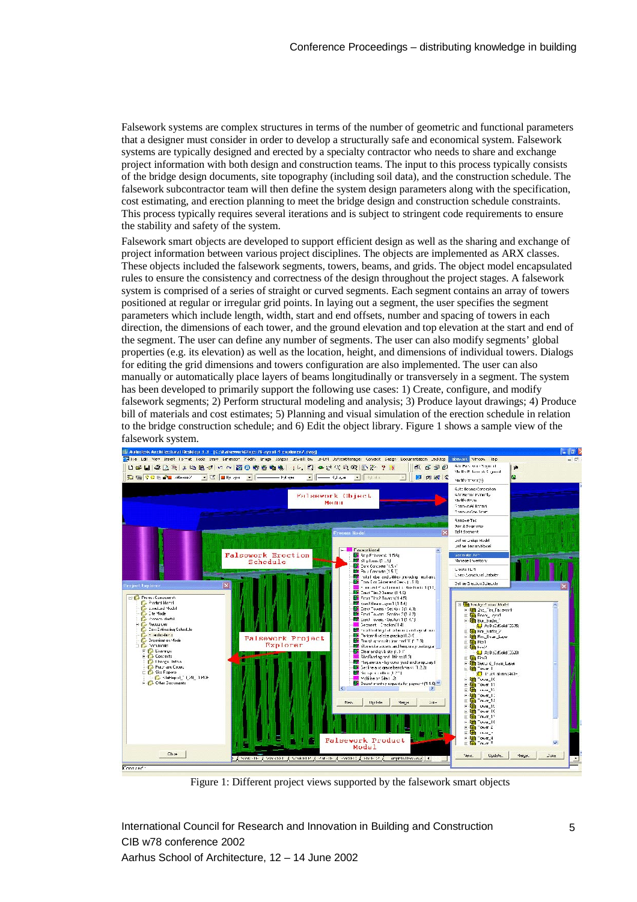Falsework systems are complex structures in terms of the number of geometric and functional parameters that a designer must consider in order to develop a structurally safe and economical system. Falsework systems are typically designed and erected by a specialty contractor who needs to share and exchange project information with both design and construction teams. The input to this process typically consists of the bridge design documents, site topography (including soil data), and the construction schedule. The falsework subcontractor team will then define the system design parameters along with the specification, cost estimating, and erection planning to meet the bridge design and construction schedule constraints. This process typically requires several iterations and is subject to stringent code requirements to ensure the stability and safety of the system.

Falsework smart objects are developed to support efficient design as well as the sharing and exchange of project information between various project disciplines. The objects are implemented as ARX classes. These objects included the falsework segments, towers, beams, and grids. The object model encapsulated rules to ensure the consistency and correctness of the design throughout the project stages. A falsework system is comprised of a series of straight or curved segments. Each segment contains an array of towers positioned at regular or irregular grid points. In laying out a segment, the user specifies the segment parameters which include length, width, start and end offsets, number and spacing of towers in each direction, the dimensions of each tower, and the ground elevation and top elevation at the start and end of the segment. The user can define any number of segments. The user can also modify segments' global properties (e.g. its elevation) as well as the location, height, and dimensions of individual towers. Dialogs for editing the grid dimensions and towers configuration are also implemented. The user can also manually or automatically place layers of beams longitudinally or transversely in a segment. The system has been developed to primarily support the following use cases: 1) Create, configure, and modify falsework segments; 2) Perform structural modeling and analysis; 3) Produce layout drawings; 4) Produce bill of materials and cost estimates; 5) Planning and visual simulation of the erection schedule in relation to the bridge construction schedule; and 6) Edit the object library. Figure 1 shows a sample view of the falsework system.

Figure 1: Different project views supported by the falsework smart objects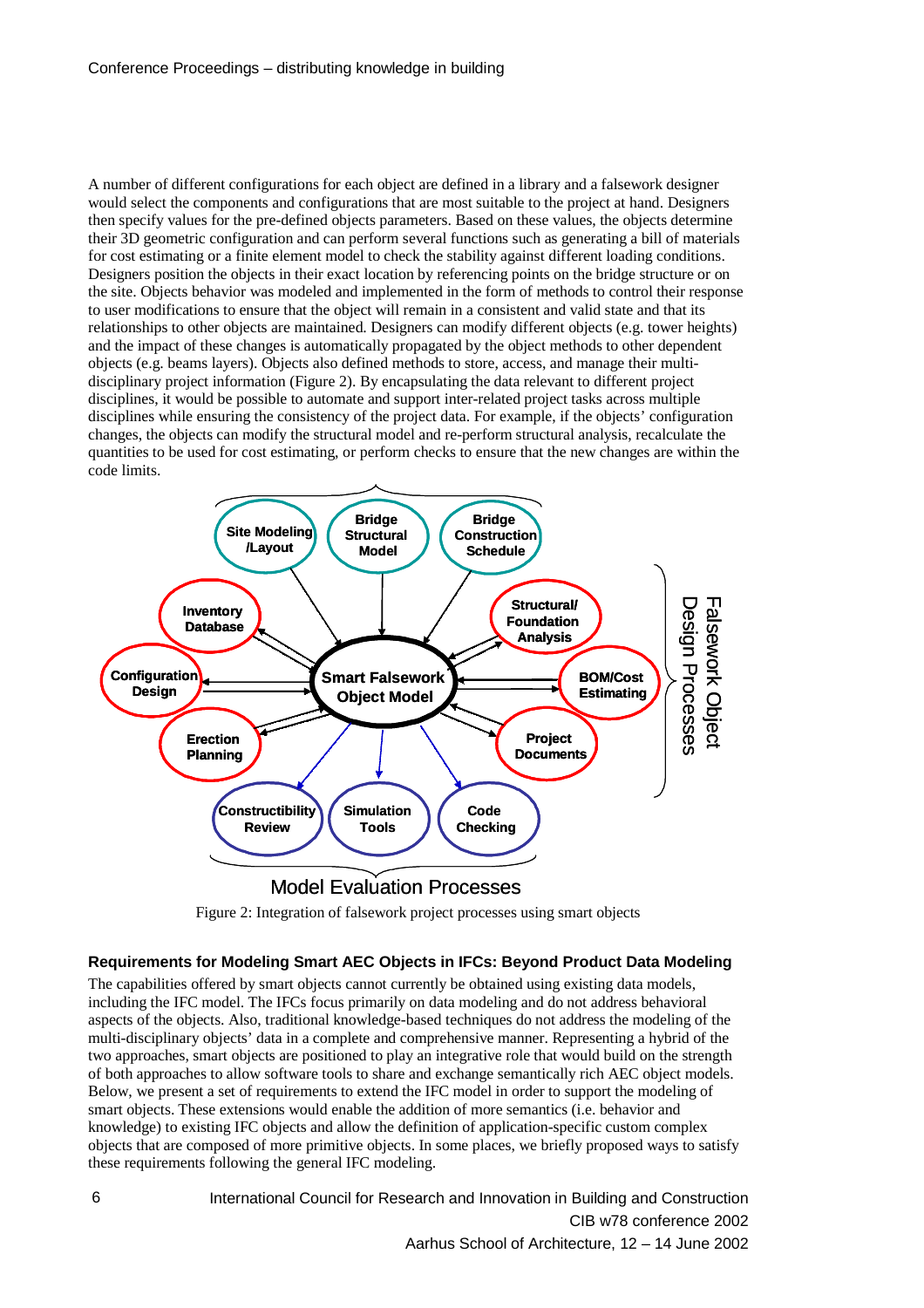A number of different configurations for each object are defined in a library and a falsework designer would select the components and configurations that are most suitable to the project at hand. Designers then specify values for the pre-defined objects parameters. Based on these values, the objects determine their 3D geometric configuration and can perform several functions such as generating a bill of materials for cost estimating or a finite element model to check the stability against different loading conditions. Designers position the objects in their exact location by referencing points on the bridge structure or on the site. Objects behavior was modeled and implemented in the form of methods to control their response to user modifications to ensure that the object will remain in a consistent and valid state and that its relationships to other objects are maintained. Designers can modify different objects (e.g. tower heights) and the impact of these changes is automatically propagated by the object methods to other dependent objects (e.g. beams layers). Objects also defined methods to store, access, and manage their multi-disciplinary project information (Figure 2). By encapsulating the data relevant to different project disciplines, it would be possible to automate and support inter-related project tasks across multiple disciplines while ensuring the consistency of the project data. For example, if the objects' configuration changes, the objects can modify the structural model and re-perform structural analysis, recalculate the quantities to be used for cost estimating, or perform checks to ensure that the new changes are within the code limits.

Figure 2: Integration of falsework project processes using smart objects

### Requirements for Modeling Smart AEC Objects in IFCs: Beyond Product Data Modeling

The capabilities offered by smart objects cannot currently be obtained using existing data models, including the IFC model. The IFCs focus primarily on data modeling and do not address behavioral aspects of the objects. Also, traditional knowledge-based techniques do not address the modeling of the multi-disciplinary objects' data in a complete and comprehensive manner. Representing a hybrid of the two approaches, smart objects are positioned to play an integrative role that would build on the strength of both approaches to allow software tools to share and exchange semantically rich AEC object models. Below, we present a set of requirements to extend the IFC model in order to support the modeling of smart objects. These extensions would enable the addition of more semantics (i.e. behavior and knowledge) to existing IFC objects and allow the definition of application-specific custom complex objects that are composed of more primitive objects. In some places, we briefly proposed ways to satisfy these requirements following the general IFC modeling.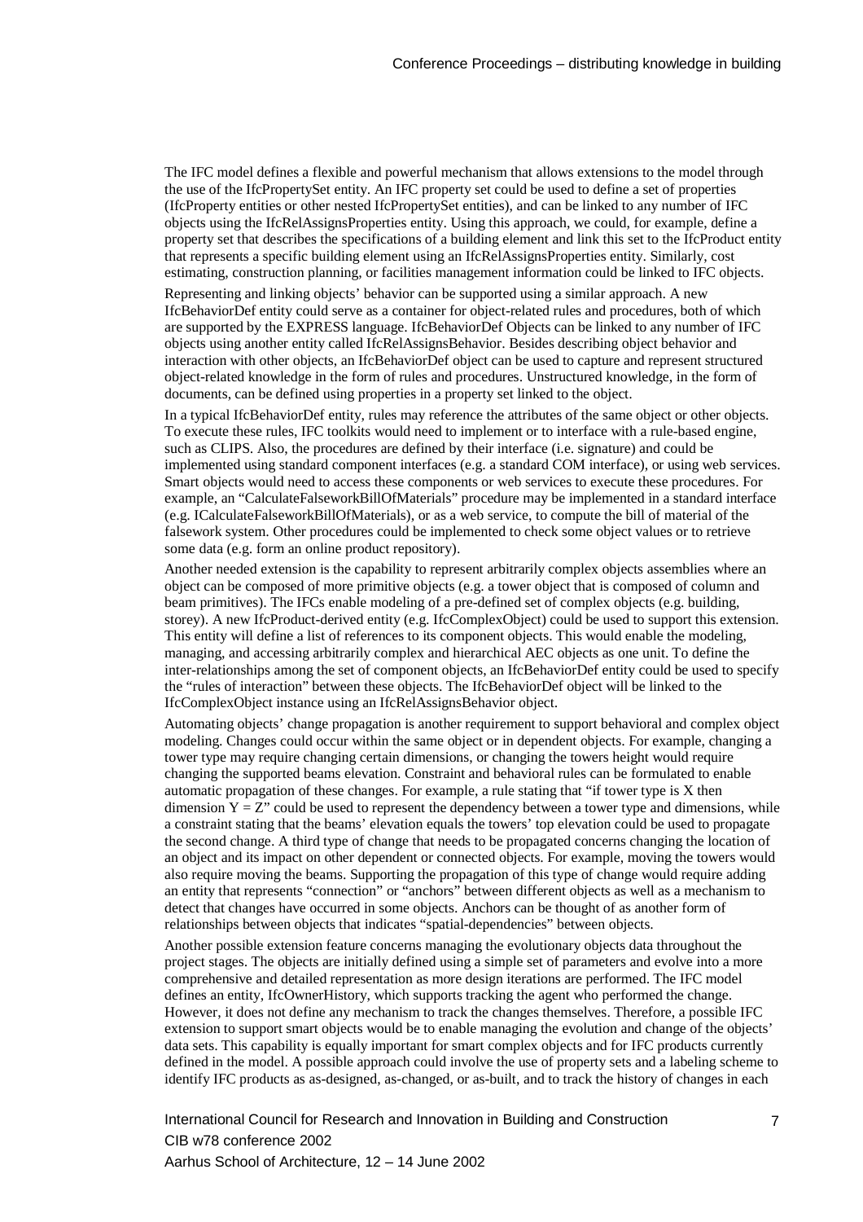The IFC model defines a flexible and powerful mechanism that allows extensions to the model through the use of the IfcPropertySet entity. An IFC property set could be used to define a set of properties (IfcProperty entities or other nested IfcPropertySet entities), and can be linked to any number of IFC objects using the IfcRelAssignsProperties entity. Using this approach, we could, for example, define a property set that describes the specifications of a building element and link this set to the IfcProduct entity that represents a specific building element using an IfcRelAssignsProperties entity. Similarly, cost estimating, construction planning, or facilities management information could be linked to IFC objects.

Representing and linking objects' behavior can be supported using a similar approach. A new IfcBehaviorDef entity could serve as a container for object-related rules and procedures, both of which are supported by the EXPRESS language. IfcBehaviorDef Objects can be linked to any number of IFC objects using another entity called IfcRelAssignsBehavior. Besides describing object behavior and interaction with other objects, an IfcBehaviorDef object can be used to capture and represent structured object-related knowledge in the form of rules and procedures. Unstructured knowledge, in the form of documents, can be defined using properties in a property set linked to the object.

In a typical IfcBehaviorDef entity, rules may reference the attributes of the same object or other objects. To execute these rules, IFC toolkits would need to implement or to interface with a rule-based engine, such as CLIPS. Also, the procedures are defined by their interface (i.e. signature) and could be implemented using standard component interfaces (e.g. a standard COM interface), or using web services. Smart objects would need to access these components or web services to execute these procedures. For example, an "CalculateFalseworkBillOfMaterials" procedure may be implemented in a standard interface (e.g. ICalculateFalseworkBillOfMaterials), or as a web service, to compute the bill of material of the falsework system. Other procedures could be implemented to check some object values or to retrieve some data (e.g. form an online product repository).

Another needed extension is the capability to represent arbitrarily complex objects assemblies where an object can be composed of more primitive objects (e.g. a tower object that is composed of column and beam primitives). The IFCs enable modeling of a pre-defined set of complex objects (e.g. building, storey). A new IfcProduct-derived entity (e.g. IfcComplexObject) could be used to support this extension. This entity will define a list of references to its component objects. This would enable the modeling, managing, and accessing arbitrarily complex and hierarchical AEC objects as one unit. To define the inter-relationships among the set of component objects, an IfcBehaviorDef entity could be used to specify the "rules of interaction" between these objects. The IfcBehaviorDef object will be linked to the IfcComplexObject instance using an IfcRelAssignsBehavior object.

Automating objects' change propagation is another requirement to support behavioral and complex object modeling. Changes could occur within the same object or in dependent objects. For example, changing a tower type may require changing certain dimensions, or changing the towers height would require changing the supported beams elevation. Constraint and behavioral rules can be formulated to enable automatic propagation of these changes. For example, a rule stating that "if tower type is X then dimension $Y = Z$" could be used to represent the dependency between a tower type and dimensions, while a constraint stating that the beams' elevation equals the towers' top elevation could be used to propagate the second change. A third type of change that needs to be propagated concerns changing the location of an object and its impact on other dependent or connected objects. For example, moving the towers would also require moving the beams. Supporting the propagation of this type of change would require adding an entity that represents "connection" or "anchors" between different objects as well as a mechanism to detect that changes have occurred in some objects. Anchors can be thought of as another form of relationships between objects that indicates "spatial-dependencies" between objects.

Another possible extension feature concerns managing the evolutionary objects data throughout the project stages. The objects are initially defined using a simple set of parameters and evolve into a more comprehensive and detailed representation as more design iterations are performed. The IFC model defines an entity, IfcOwnerHistory, which supports tracking the agent who performed the change. However, it does not define any mechanism to track the changes themselves. Therefore, a possible IFC extension to support smart objects would be to enable managing the evolution and change of the objects' data sets. This capability is equally important for smart complex objects and for IFC products currently defined in the model. A possible approach could involve the use of property sets and a labeling scheme to identify IFC products as as-designed, as-changed, or as-built, and to track the history of changes in each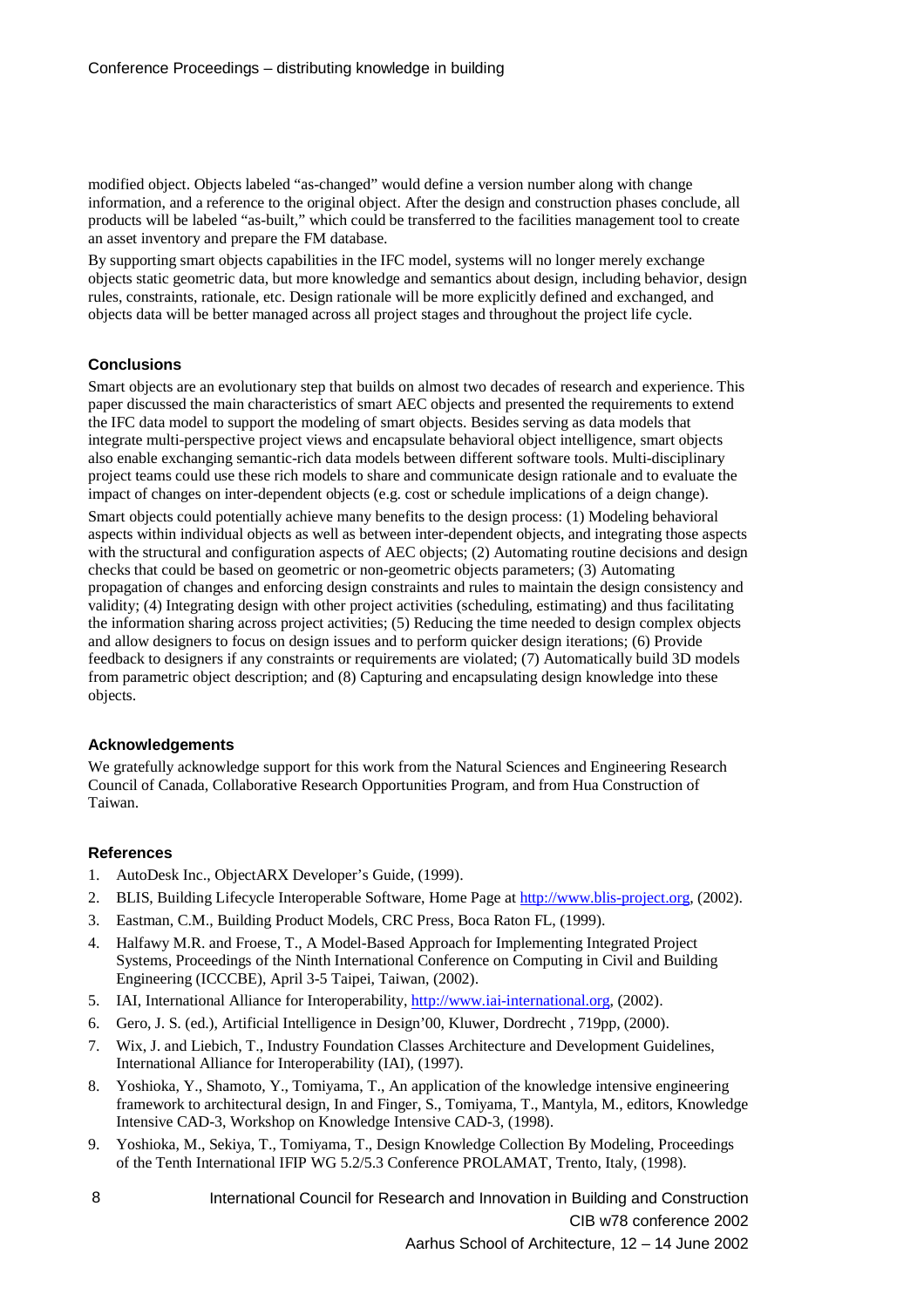modified object. Objects labeled "as-changed" would define a version number along with change information, and a reference to the original object. After the design and construction phases conclude, all products will be labeled "as-built," which could be transferred to the facilities management tool to create an asset inventory and prepare the FM database.

By supporting smart objects capabilities in the IFC model, systems will no longer merely exchange objects static geometric data, but more knowledge and semantics about design, including behavior, design rules, constraints, rationale, etc. Design rationale will be more explicitly defined and exchanged, and objects data will be better managed across all project stages and throughout the project life cycle.

## Conclusions

Smart objects are an evolutionary step that builds on almost two decades of research and experience. This paper discussed the main characteristics of smart AEC objects and presented the requirements to extend the IFC data model to support the modeling of smart objects. Besides serving as data models that integrate multi-perspective project views and encapsulate behavioral object intelligence, smart objects also enable exchanging semantic-rich data models between different software tools. Multi-disciplinary project teams could use these rich models to share and communicate design rationale and to evaluate the impact of changes on inter-dependent objects (e.g. cost or schedule implications of a deign change).

Smart objects could potentially achieve many benefits to the design process: (1) Modeling behavioral aspects within individual objects as well as between inter-dependent objects, and integrating those aspects with the structural and configuration aspects of AEC objects; (2) Automating routine decisions and design checks that could be based on geometric or non-geometric objects parameters; (3) Automating propagation of changes and enforcing design constraints and rules to maintain the design consistency and validity; (4) Integrating design with other project activities (scheduling, estimating) and thus facilitating the information sharing across project activities; (5) Reducing the time needed to design complex objects and allow designers to focus on design issues and to perform quicker design iterations; (6) Provide feedback to designers if any constraints or requirements are violated; (7) Automatically build 3D models from parametric object description; and (8) Capturing and encapsulating design knowledge into these objects.

## Acknowledgements

We gratefully acknowledge support for this work from the Natural Sciences and Engineering Research Council of Canada, Collaborative Research Opportunities Program, and from Hua Construction of Taiwan.

## References

1. AutoDesk Inc., ObjectARX Developer's Guide, (1999).
2. BLIS, Building Lifecycle Interoperable Software, Home Page at http://www.blis-project.org, (2002).
3. Eastman, C.M., Building Product Models, CRC Press, Boca Raton FL, (1999).
4. Halfawy M.R. and Froese, T., A Model-Based Approach for Implementing Integrated Project Systems, Proceedings of the Ninth International Conference on Computing in Civil and Building Engineering (ICCCBE), April 3-5 Taipei, Taiwan, (2002).
5. IAI, International Alliance for Interoperability, http://www.iai-international.org, (2002).
6. Gero, J. S. (ed.), Artificial Intelligence in Design'00, Kluwer, Dordrecht , 719pp, (2000).
7. Wix, J. and Liebich, T., Industry Foundation Classes Architecture and Development Guidelines, International Alliance for Interoperability (IAI), (1997).
8. Yoshioka, Y., Shamoto, Y., Tomiyama, T., An application of the knowledge intensive engineering framework to architectural design, In and Finger, S., Tomiyama, T., Mantyla, M., editors, Knowledge Intensive CAD-3, Workshop on Knowledge Intensive CAD-3, (1998).
9. Yoshioka, M., Sekiya, T., Tomiyama, T., Design Knowledge Collection By Modeling, Proceedings of the Tenth International IFIP WG 5.2/5.3 Conference PROLAMAT, Trento, Italy, (1998).